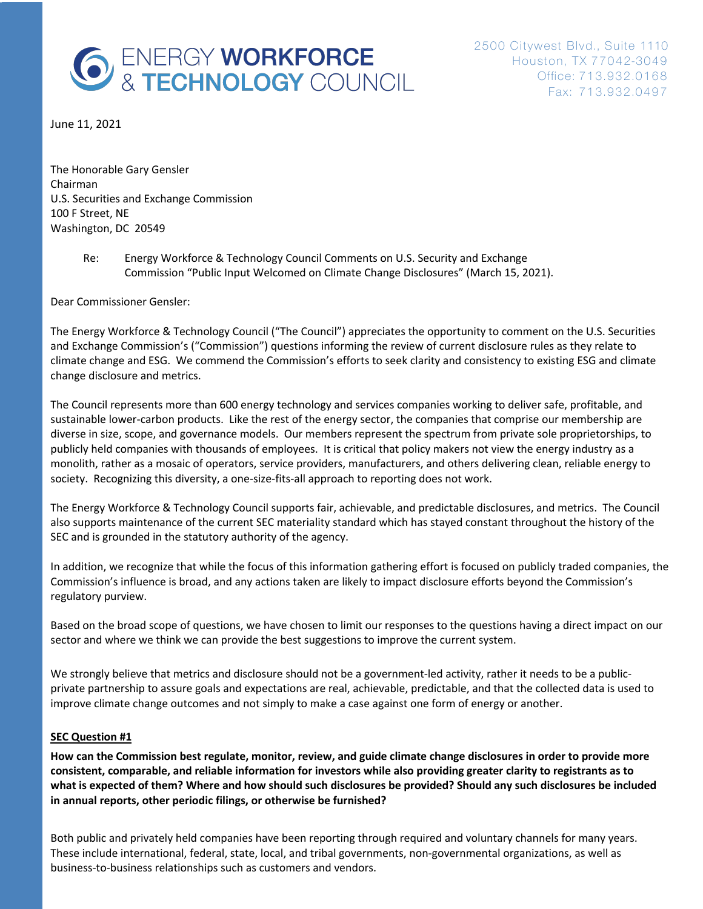# ENERGY WORKFORCE & TECHNOLOGY COUNCIL

2500 Citywest Blvd., Suite 1110
Houston, TX 77042-3049
Office: 713.932.0168
Fax: 713.932.0497

June 11, 2021

The Honorable Gary Gensler
Chairman
U.S. Securities and Exchange Commission
100 F Street, NE
Washington, DC 20549

Re: Energy Workforce & Technology Council Comments on U.S. Security and Exchange Commission "Public Input Welcomed on Climate Change Disclosures" (March 15, 2021).

Dear Commissioner Gensler:

The Energy Workforce & Technology Council ("The Council") appreciates the opportunity to comment on the U.S. Securities and Exchange Commission's ("Commission") questions informing the review of current disclosure rules as they relate to climate change and ESG. We commend the Commission's efforts to seek clarity and consistency to existing ESG and climate change disclosure and metrics.

The Council represents more than 600 energy technology and services companies working to deliver safe, profitable, and sustainable lower-carbon products. Like the rest of the energy sector, the companies that comprise our membership are diverse in size, scope, and governance models. Our members represent the spectrum from private sole proprietorships, to publicly held companies with thousands of employees. It is critical that policy makers not view the energy industry as a monolith, rather as a mosaic of operators, service providers, manufacturers, and others delivering clean, reliable energy to society. Recognizing this diversity, a one-size-fits-all approach to reporting does not work.

The Energy Workforce & Technology Council supports fair, achievable, and predictable disclosures, and metrics. The Council also supports maintenance of the current SEC materiality standard which has stayed constant throughout the history of the SEC and is grounded in the statutory authority of the agency.

In addition, we recognize that while the focus of this information gathering effort is focused on publicly traded companies, the Commission's influence is broad, and any actions taken are likely to impact disclosure efforts beyond the Commission's regulatory purview.

Based on the broad scope of questions, we have chosen to limit our responses to the questions having a direct impact on our sector and where we think we can provide the best suggestions to improve the current system.

We strongly believe that metrics and disclosure should not be a government-led activity, rather it needs to be a public-private partnership to assure goals and expectations are real, achievable, predictable, and that the collected data is used to improve climate change outcomes and not simply to make a case against one form of energy or another.

**<u>SEC Question #1</u>**

**How can the Commission best regulate, monitor, review, and guide climate change disclosures in order to provide more consistent, comparable, and reliable information for investors while also providing greater clarity to registrants as to what is expected of them? Where and how should such disclosures be provided? Should any such disclosures be included in annual reports, other periodic filings, or otherwise be furnished?**

Both public and privately held companies have been reporting through required and voluntary channels for many years. These include international, federal, state, local, and tribal governments, non-governmental organizations, as well as business-to-business relationships such as customers and vendors.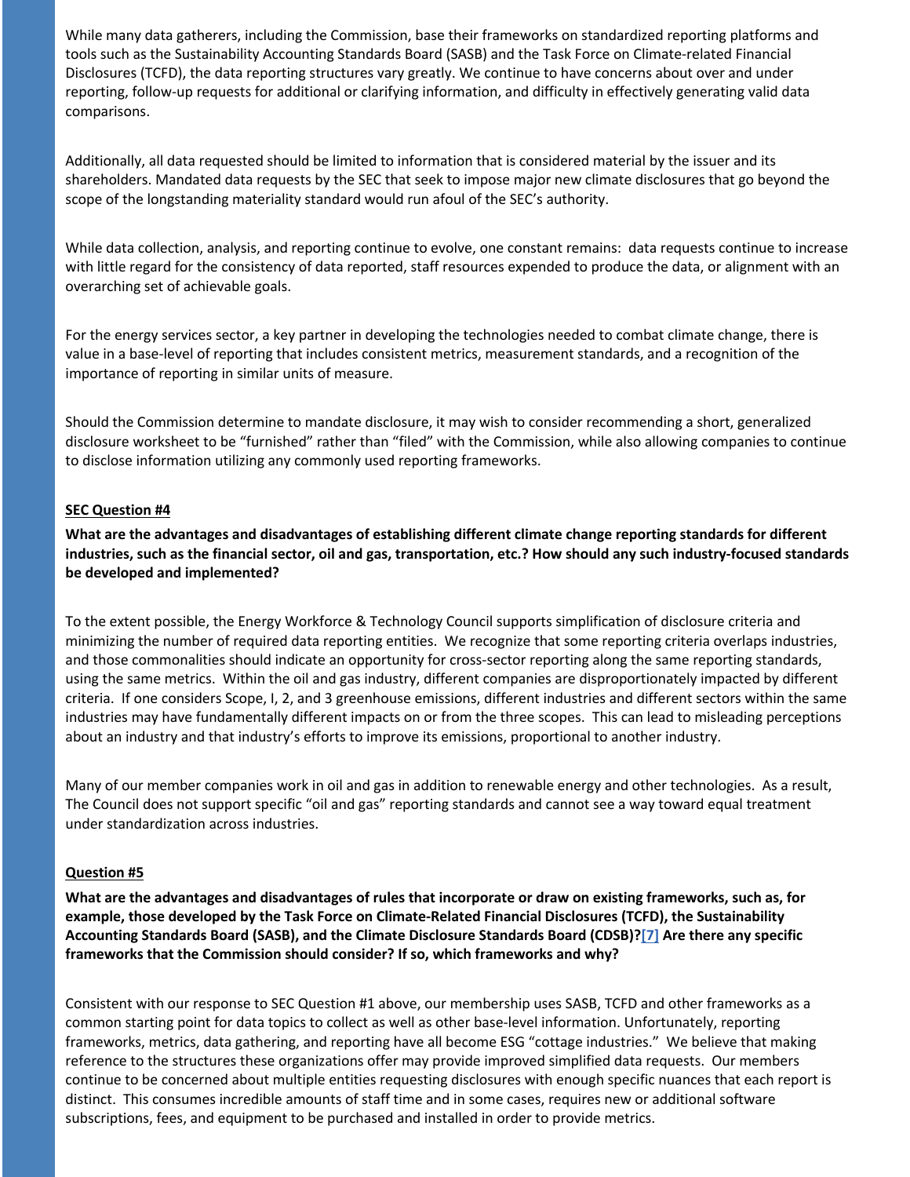While many data gatherers, including the Commission, base their frameworks on standardized reporting platforms and tools such as the Sustainability Accounting Standards Board (SASB) and the Task Force on Climate-related Financial Disclosures (TCFD), the data reporting structures vary greatly. We continue to have concerns about over and under reporting, follow-up requests for additional or clarifying information, and difficulty in effectively generating valid data comparisons.

Additionally, all data requested should be limited to information that is considered material by the issuer and its shareholders. Mandated data requests by the SEC that seek to impose major new climate disclosures that go beyond the scope of the longstanding materiality standard would run afoul of the SEC's authority.

While data collection, analysis, and reporting continue to evolve, one constant remains: data requests continue to increase with little regard for the consistency of data reported, staff resources expended to produce the data, or alignment with an overarching set of achievable goals.

For the energy services sector, a key partner in developing the technologies needed to combat climate change, there is value in a base-level of reporting that includes consistent metrics, measurement standards, and a recognition of the importance of reporting in similar units of measure.

Should the Commission determine to mandate disclosure, it may wish to consider recommending a short, generalized disclosure worksheet to be "furnished" rather than "filed" with the Commission, while also allowing companies to continue to disclose information utilizing any commonly used reporting frameworks.

**SEC Question #4**

**What are the advantages and disadvantages of establishing different climate change reporting standards for different industries, such as the financial sector, oil and gas, transportation, etc.? How should any such industry-focused standards be developed and implemented?**

To the extent possible, the Energy Workforce & Technology Council supports simplification of disclosure criteria and minimizing the number of required data reporting entities. We recognize that some reporting criteria overlaps industries, and those commonalities should indicate an opportunity for cross-sector reporting along the same reporting standards, using the same metrics. Within the oil and gas industry, different companies are disproportionately impacted by different criteria. If one considers Scope, I, 2, and 3 greenhouse emissions, different industries and different sectors within the same industries may have fundamentally different impacts on or from the three scopes. This can lead to misleading perceptions about an industry and that industry's efforts to improve its emissions, proportional to another industry.

Many of our member companies work in oil and gas in addition to renewable energy and other technologies. As a result, The Council does not support specific "oil and gas" reporting standards and cannot see a way toward equal treatment under standardization across industries.

**Question #5**

**What are the advantages and disadvantages of rules that incorporate or draw on existing frameworks, such as, for example, those developed by the Task Force on Climate-Related Financial Disclosures (TCFD), the Sustainability Accounting Standards Board (SASB), and the Climate Disclosure Standards Board (CDSB)?[7] Are there any specific frameworks that the Commission should consider? If so, which frameworks and why?**

Consistent with our response to SEC Question #1 above, our membership uses SASB, TCFD and other frameworks as a common starting point for data topics to collect as well as other base-level information. Unfortunately, reporting frameworks, metrics, data gathering, and reporting have all become ESG "cottage industries." We believe that making reference to the structures these organizations offer may provide improved simplified data requests. Our members continue to be concerned about multiple entities requesting disclosures with enough specific nuances that each report is distinct. This consumes incredible amounts of staff time and in some cases, requires new or additional software subscriptions, fees, and equipment to be purchased and installed in order to provide metrics.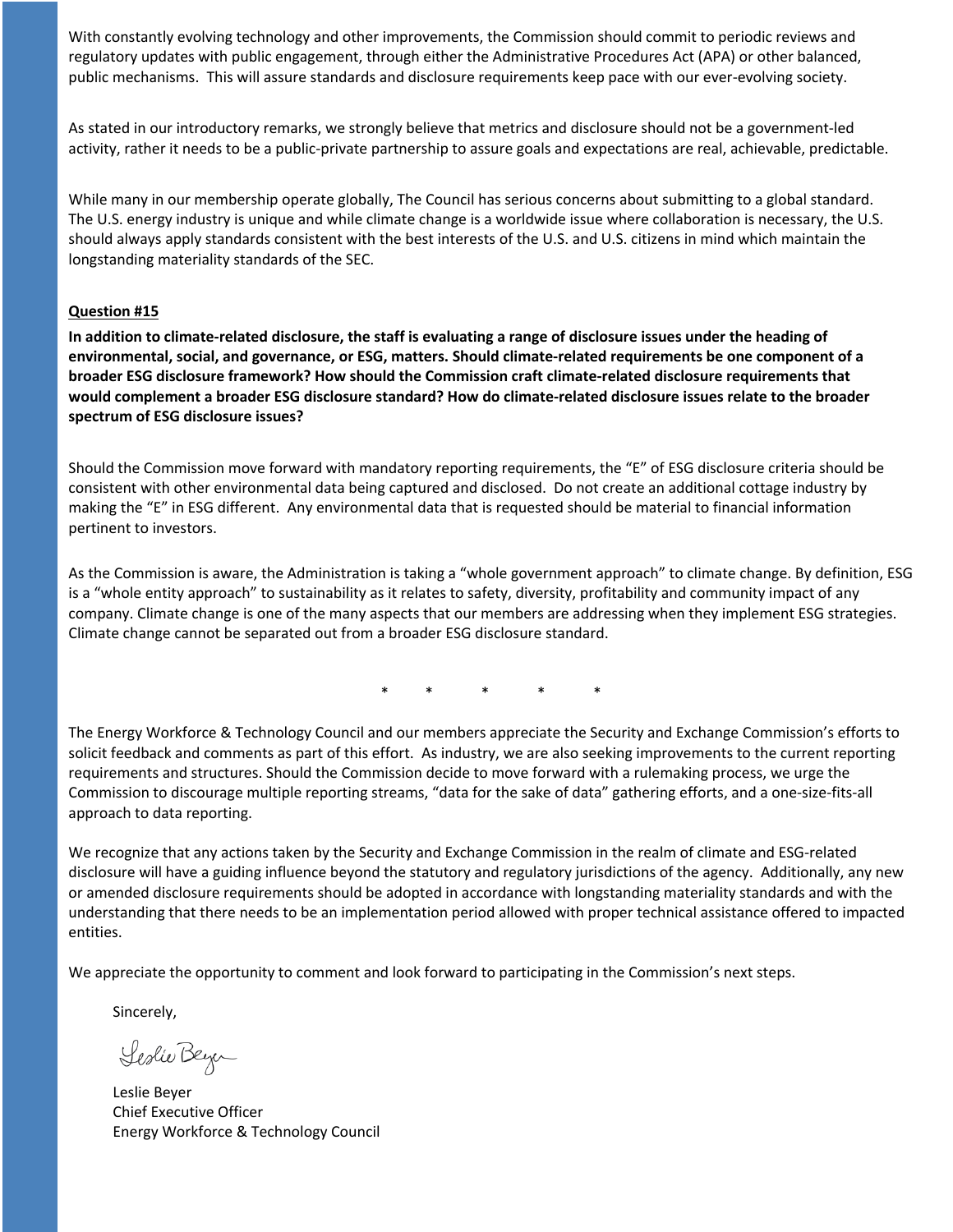With constantly evolving technology and other improvements, the Commission should commit to periodic reviews and regulatory updates with public engagement, through either the Administrative Procedures Act (APA) or other balanced, public mechanisms. This will assure standards and disclosure requirements keep pace with our ever-evolving society.

As stated in our introductory remarks, we strongly believe that metrics and disclosure should not be a government-led activity, rather it needs to be a public-private partnership to assure goals and expectations are real, achievable, predictable.

While many in our membership operate globally, The Council has serious concerns about submitting to a global standard. The U.S. energy industry is unique and while climate change is a worldwide issue where collaboration is necessary, the U.S. should always apply standards consistent with the best interests of the U.S. and U.S. citizens in mind which maintain the longstanding materiality standards of the SEC.

**Question #15**

**In addition to climate-related disclosure, the staff is evaluating a range of disclosure issues under the heading of environmental, social, and governance, or ESG, matters. Should climate-related requirements be one component of a broader ESG disclosure framework? How should the Commission craft climate-related disclosure requirements that would complement a broader ESG disclosure standard? How do climate-related disclosure issues relate to the broader spectrum of ESG disclosure issues?**

Should the Commission move forward with mandatory reporting requirements, the "E" of ESG disclosure criteria should be consistent with other environmental data being captured and disclosed. Do not create an additional cottage industry by making the "E" in ESG different. Any environmental data that is requested should be material to financial information pertinent to investors.

As the Commission is aware, the Administration is taking a "whole government approach" to climate change. By definition, ESG is a "whole entity approach" to sustainability as it relates to safety, diversity, profitability and community impact of any company. Climate change is one of the many aspects that our members are addressing when they implement ESG strategies. Climate change cannot be separated out from a broader ESG disclosure standard.

\* \* \* \* \*

The Energy Workforce & Technology Council and our members appreciate the Security and Exchange Commission's efforts to solicit feedback and comments as part of this effort. As industry, we are also seeking improvements to the current reporting requirements and structures. Should the Commission decide to move forward with a rulemaking process, we urge the Commission to discourage multiple reporting streams, "data for the sake of data" gathering efforts, and a one-size-fits-all approach to data reporting.

We recognize that any actions taken by the Security and Exchange Commission in the realm of climate and ESG-related disclosure will have a guiding influence beyond the statutory and regulatory jurisdictions of the agency. Additionally, any new or amended disclosure requirements should be adopted in accordance with longstanding materiality standards and with the understanding that there needs to be an implementation period allowed with proper technical assistance offered to impacted entities.

We appreciate the opportunity to comment and look forward to participating in the Commission's next steps.

Sincerely,

Leslie Beyer

Leslie Beyer
Chief Executive Officer
Energy Workforce & Technology Council